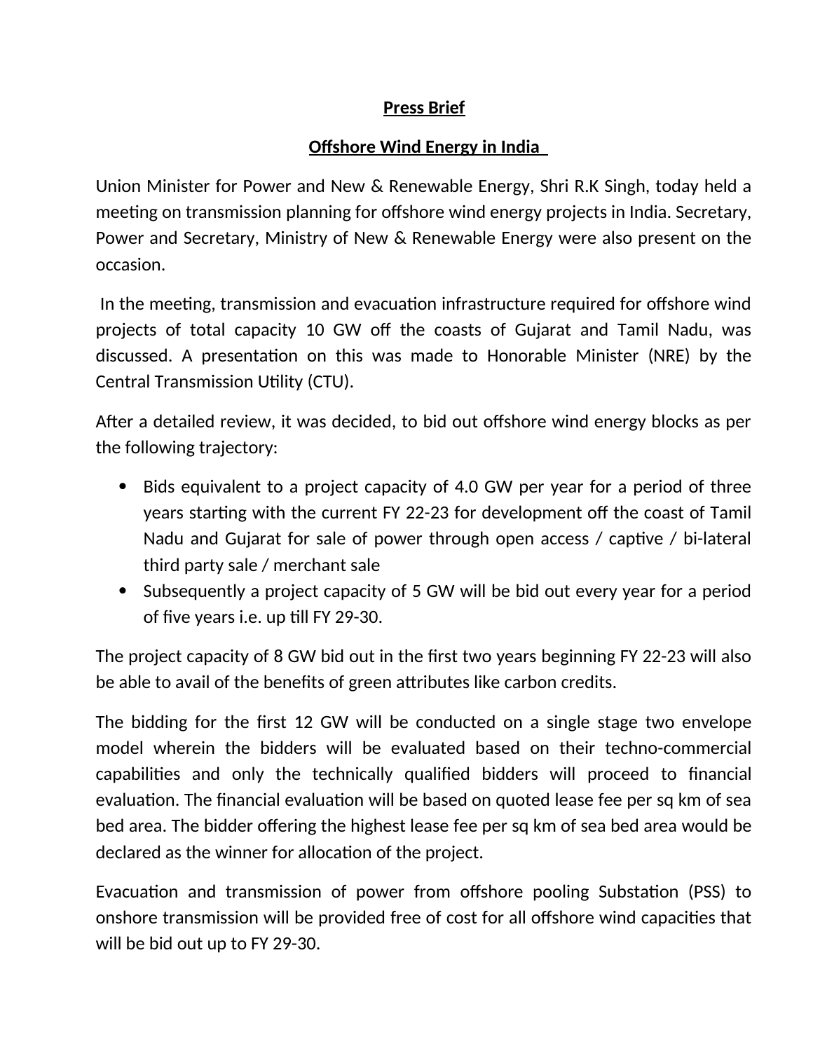**Press Brief**

**Offshore Wind Energy in India**

Union Minister for Power and New & Renewable Energy, Shri R.K Singh, today held a meeting on transmission planning for offshore wind energy projects in India. Secretary, Power and Secretary, Ministry of New & Renewable Energy were also present on the occasion.

In the meeting, transmission and evacuation infrastructure required for offshore wind projects of total capacity 10 GW off the coasts of Gujarat and Tamil Nadu, was discussed. A presentation on this was made to Honorable Minister (NRE) by the Central Transmission Utility (CTU).

After a detailed review, it was decided, to bid out offshore wind energy blocks as per the following trajectory:

- Bids equivalent to a project capacity of 4.0 GW per year for a period of three years starting with the current FY 22-23 for development off the coast of Tamil Nadu and Gujarat for sale of power through open access / captive / bi-lateral third party sale / merchant sale
- Subsequently a project capacity of 5 GW will be bid out every year for a period of five years i.e. up till FY 29-30.

The project capacity of 8 GW bid out in the first two years beginning FY 22-23 will also be able to avail of the benefits of green attributes like carbon credits.

The bidding for the first 12 GW will be conducted on a single stage two envelope model wherein the bidders will be evaluated based on their techno-commercial capabilities and only the technically qualified bidders will proceed to financial evaluation. The financial evaluation will be based on quoted lease fee per sq km of sea bed area. The bidder offering the highest lease fee per sq km of sea bed area would be declared as the winner for allocation of the project.

Evacuation and transmission of power from offshore pooling Substation (PSS) to onshore transmission will be provided free of cost for all offshore wind capacities that will be bid out up to FY 29-30.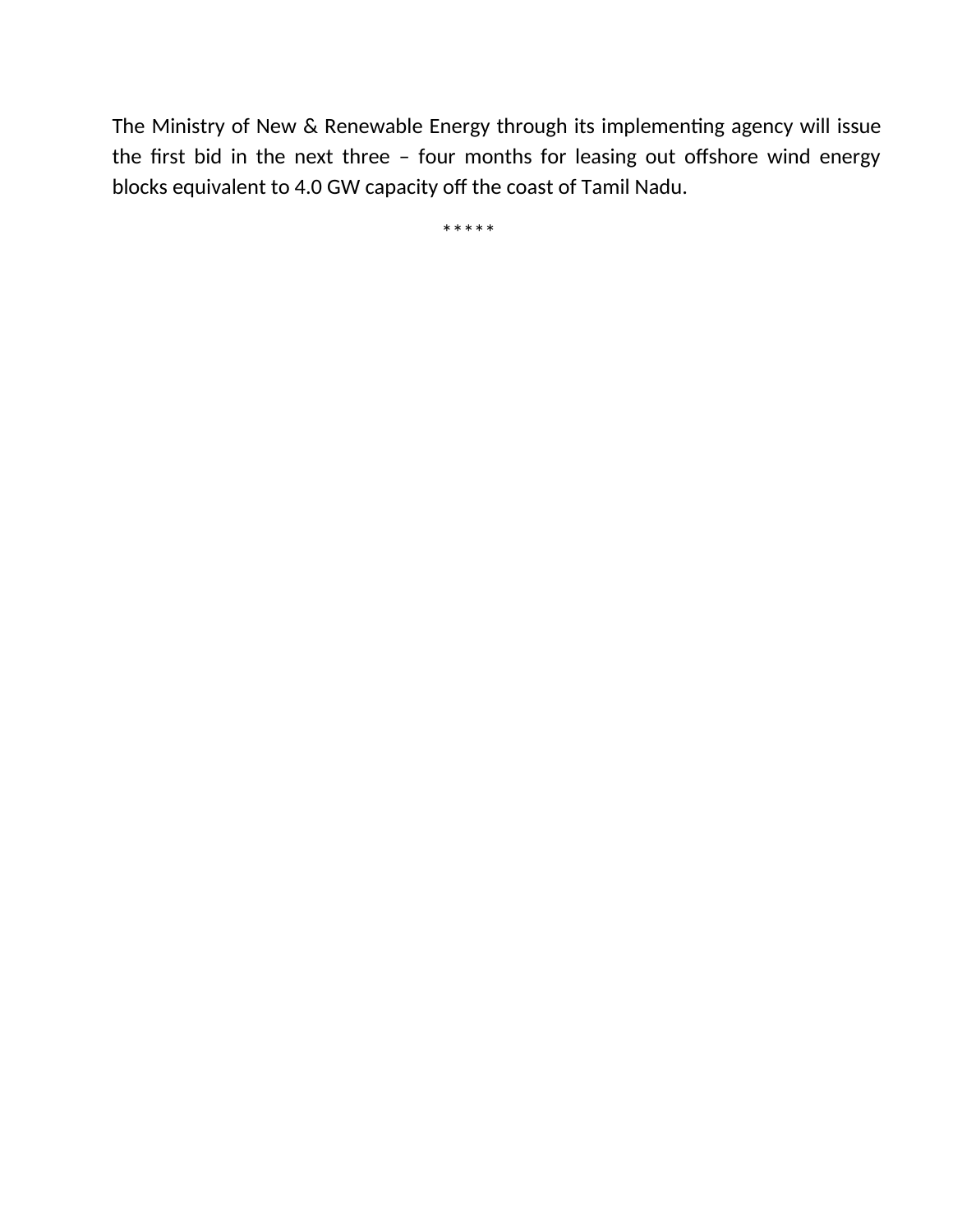The Ministry of New & Renewable Energy through its implementing agency will issue the first bid in the next three – four months for leasing out offshore wind energy blocks equivalent to 4.0 GW capacity off the coast of Tamil Nadu.

*****